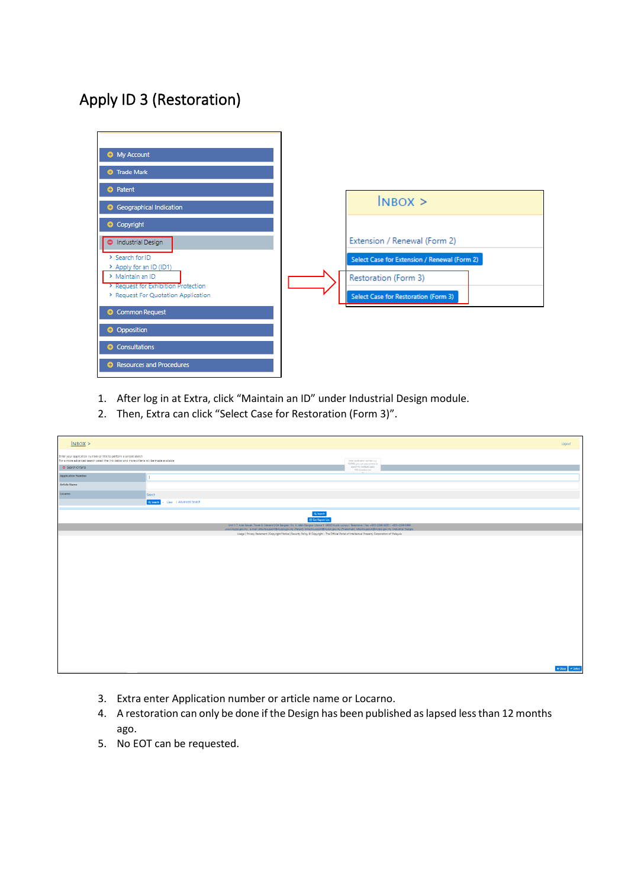# Apply ID 3 (Restoration)

1. After log in at Extra, click "Maintain an ID" under Industrial Design module.
2. Then, Extra can click "Select Case for Restoration (Form 3)".

3. Extra enter Application number or article name or Locarno.
4. A restoration can only be done if the Design has been published as lapsed less than 12 months ago.
5. No EOT can be requested.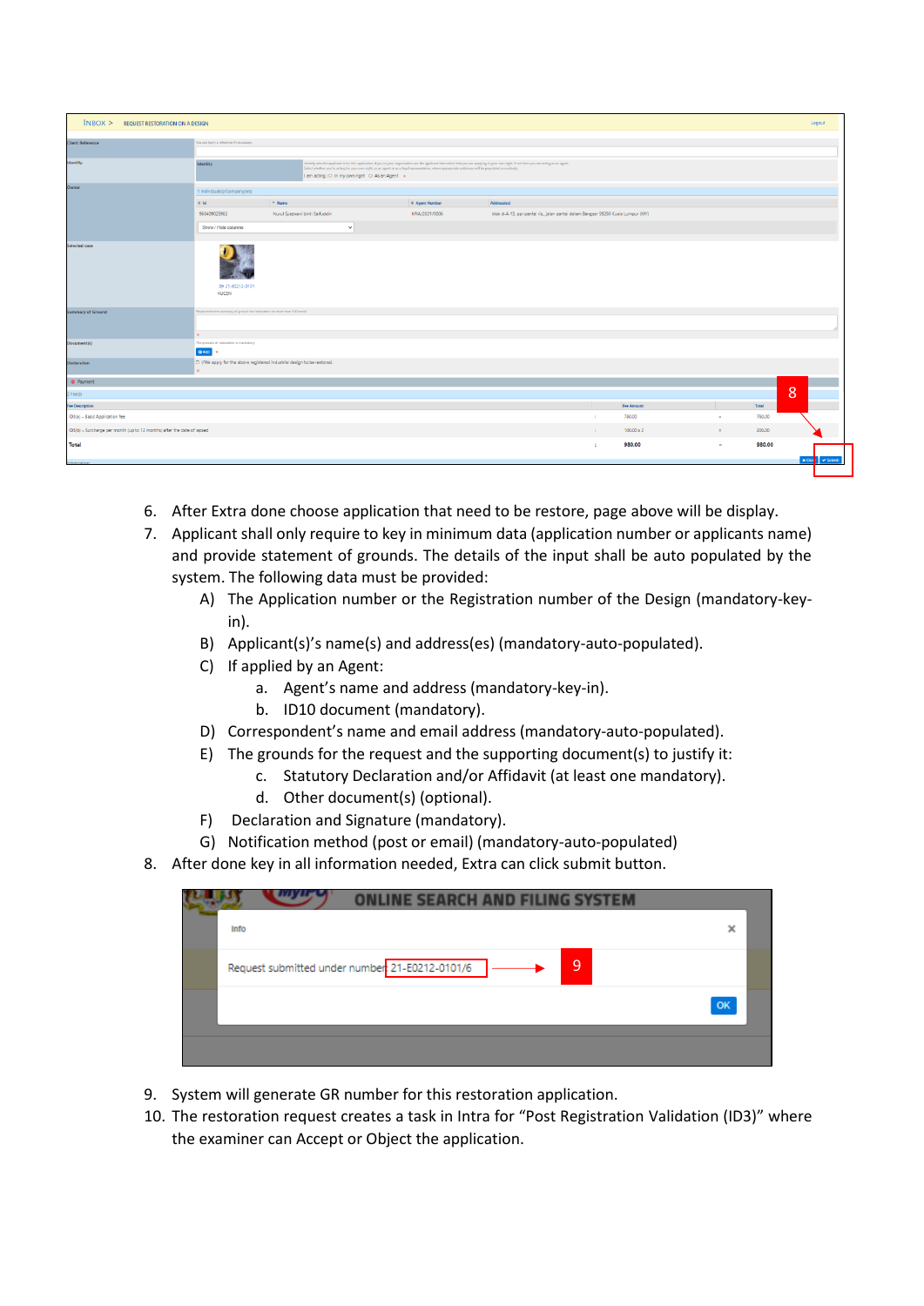6. After Extra done choose application that need to be restore, page above will be display.
7. Applicant shall only require to key in minimum data (application number or applicants name) and provide statement of grounds. The details of the input shall be auto populated by the system. The following data must be provided:
   A) The Application number or the Registration number of the Design (mandatory-key-in).
   B) Applicant(s)'s name(s) and address(es) (mandatory-auto-populated).
   C) If applied by an Agent:
      a. Agent's name and address (mandatory-key-in).
      b. ID10 document (mandatory).
   D) Correspondent's name and email address (mandatory-auto-populated).
   E) The grounds for the request and the supporting document(s) to justify it:
      c. Statutory Declaration and/or Affidavit (at least one mandatory).
      d. Other document(s) (optional).
   F) Declaration and Signature (mandatory).
   G) Notification method (post or email) (mandatory-auto-populated)
8. After done key in all information needed, Extra can click submit button.

9. System will generate GR number for this restoration application.
10. The restoration request creates a task in Intra for "Post Registration Validation (ID3)" where the examiner can Accept or Object the application.